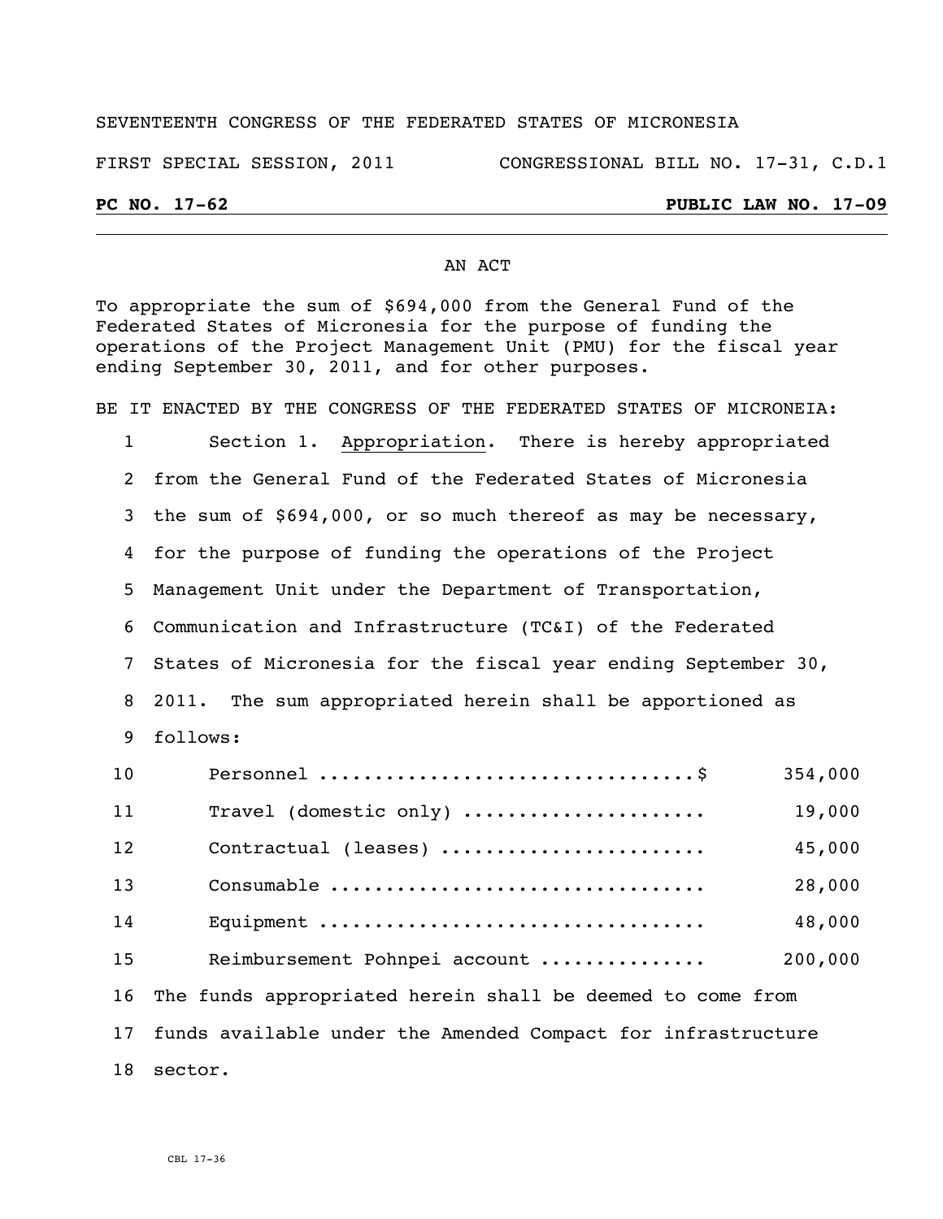SEVENTEENTH CONGRESS OF THE FEDERATED STATES OF MICRONESIA

FIRST SPECIAL SESSION, 2011 CONGRESSIONAL BILL NO. 17-31, C.D.1

**PC NO. 17-62** **PUBLIC LAW NO. 17-09**

---

AN ACT

To appropriate the sum of $694,000 from the General Fund of the Federated States of Micronesia for the purpose of funding the operations of the Project Management Unit (PMU) for the fiscal year ending September 30, 2011, and for other purposes.

BE IT ENACTED BY THE CONGRESS OF THE FEDERATED STATES OF MICRONEIA:

1 Section 1. Appropriation. There is hereby appropriated
2 from the General Fund of the Federated States of Micronesia
3 the sum of $694,000, or so much thereof as may be necessary,
4 for the purpose of funding the operations of the Project
5 Management Unit under the Department of Transportation,
6 Communication and Infrastructure (TC&I) of the Federated
7 States of Micronesia for the fiscal year ending September 30,
8 2011. The sum appropriated herein shall be apportioned as
9 follows:

| Line | Item | Amount |
|---|---|---|
| 10 | Personnel ................................$ | 354,000 |
| 11 | Travel (domestic only) ..................... | 19,000 |
| 12 | Contractual (leases) ....................... | 45,000 |
| 13 | Consumable ................................. | 28,000 |
| 14 | Equipment .................................. | 48,000 |
| 15 | Reimbursement Pohnpei account .............. | 200,000 |

16 The funds appropriated herein shall be deemed to come from
17 funds available under the Amended Compact for infrastructure
18 sector.

CBL 17-36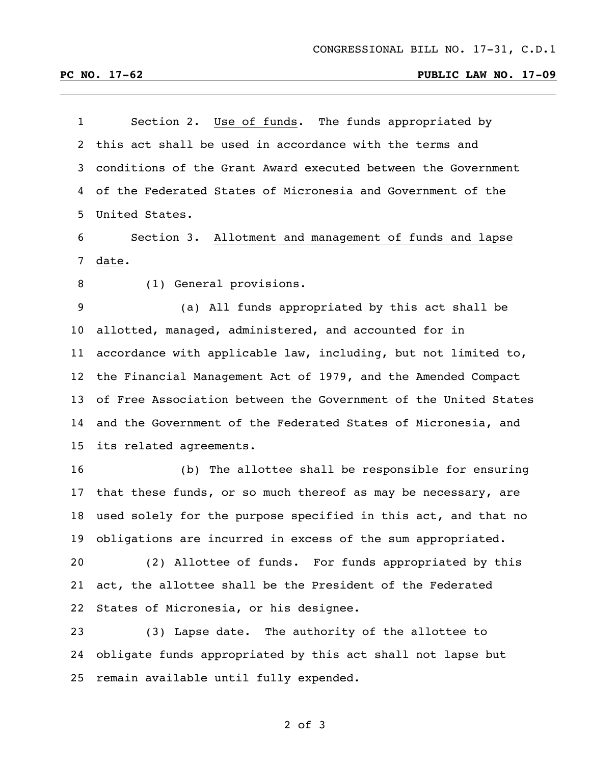Section 2. Use of funds. The funds appropriated by this act shall be used in accordance with the terms and conditions of the Grant Award executed between the Government of the Federated States of Micronesia and Government of the United States.

Section 3. Allotment and management of funds and lapse date.

(1) General provisions.

(a) All funds appropriated by this act shall be allotted, managed, administered, and accounted for in accordance with applicable law, including, but not limited to, the Financial Management Act of 1979, and the Amended Compact of Free Association between the Government of the United States and the Government of the Federated States of Micronesia, and its related agreements.

(b) The allottee shall be responsible for ensuring that these funds, or so much thereof as may be necessary, are used solely for the purpose specified in this act, and that no obligations are incurred in excess of the sum appropriated.

(2) Allottee of funds. For funds appropriated by this act, the allottee shall be the President of the Federated States of Micronesia, or his designee.

(3) Lapse date. The authority of the allottee to obligate funds appropriated by this act shall not lapse but remain available until fully expended.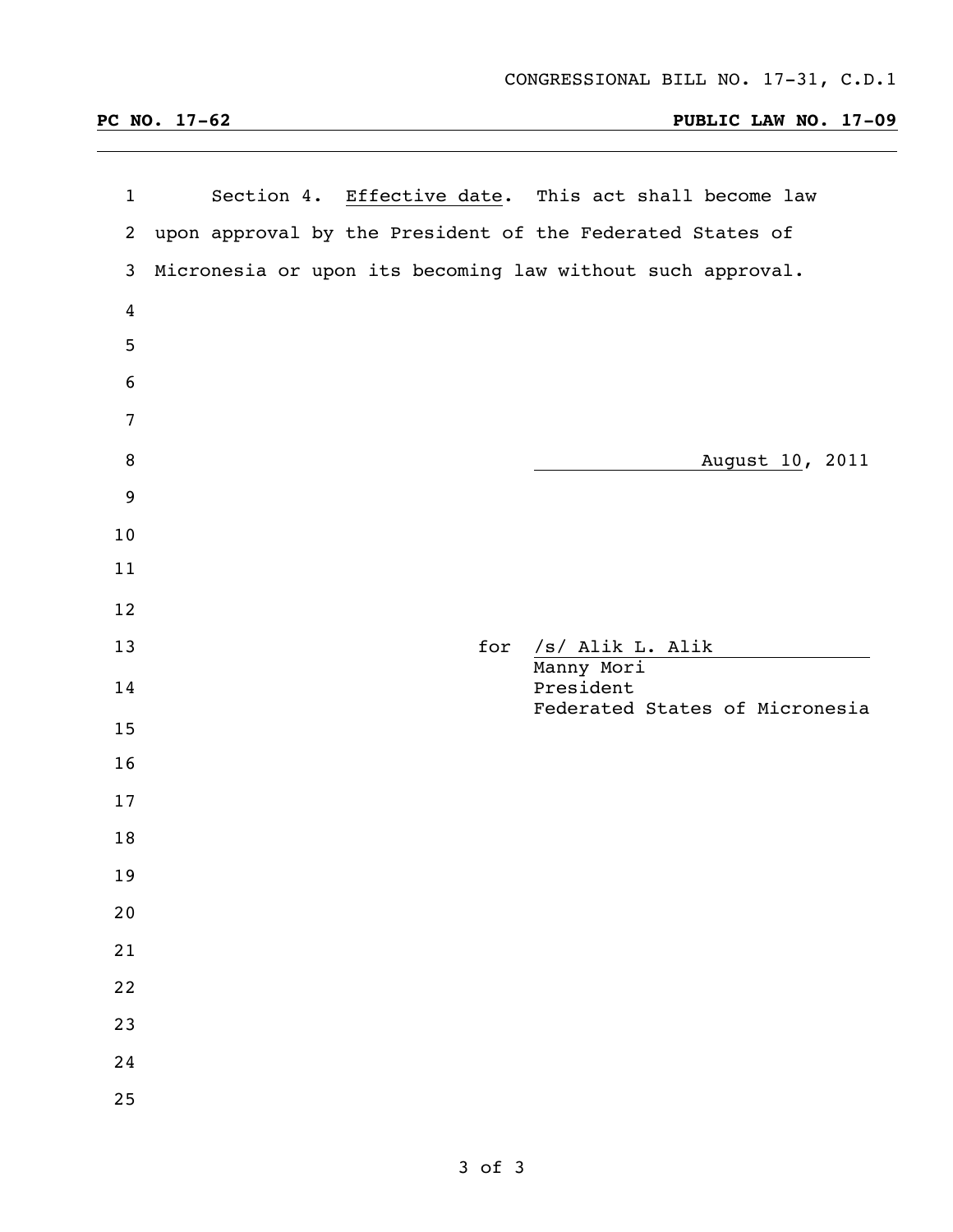CONGRESSIONAL BILL NO. 17-31, C.D.1

**PC NO. 17-62** **PUBLIC LAW NO. 17-09**

Section 4. Effective date. This act shall become law upon approval by the President of the Federated States of Micronesia or upon its becoming law without such approval.

August 10, 2011

for /s/ Alik L. Alik
Manny Mori
President
Federated States of Micronesia